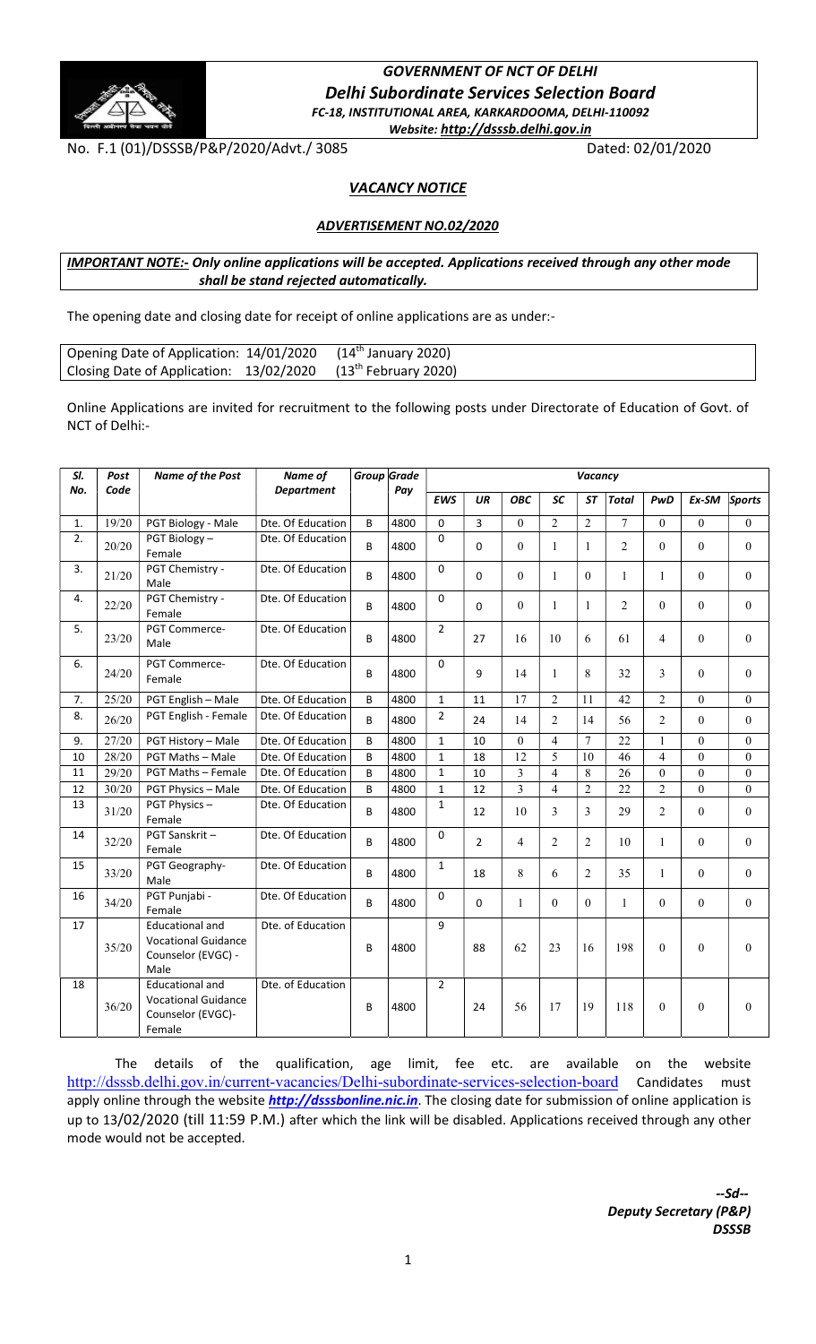# GOVERNMENT OF NCT OF DELHI
## Delhi Subordinate Services Selection Board
**FC-18, INSTITUTIONAL AREA, KARKARDOOMA, DELHI-110092**

**Website: http://dsssb.delhi.gov.in**

No. F.1 (01)/DSSSB/P&P/2020/Advt./ 3085 Dated: 02/01/2020

## VACANCY NOTICE

### ADVERTISEMENT NO.02/2020

***IMPORTANT NOTE:- Only online applications will be accepted. Applications received through any other mode shall be stand rejected automatically.***

The opening date and closing date for receipt of online applications are as under:-

| | | |
|---|---|---|
| Opening Date of Application: | 14/01/2020 | (14th January 2020) |
| Closing Date of Application: | 13/02/2020 | (13th February 2020) |

Online Applications are invited for recruitment to the following posts under Directorate of Education of Govt. of NCT of Delhi:-

| Sl. No. | Post Code | Name of the Post | Name of Department | Group | Grade Pay | Vacancy | | | | | | | | |
|---|---|---|---|---|---|---|---|---|---|---|---|---|---|---|
| | | | | | | EWS | UR | OBC | SC | ST | Total | PwD | Ex-SM | Sports |
| 1. | 19/20 | PGT Biology - Male | Dte. Of Education | B | 4800 | 0 | 3 | 0 | 2 | 2 | 7 | 0 | 0 | 0 |
| 2. | 20/20 | PGT Biology – Female | Dte. Of Education | B | 4800 | 0 | 0 | 0 | 1 | 1 | 2 | 0 | 0 | 0 |
| 3. | 21/20 | PGT Chemistry - Male | Dte. Of Education | B | 4800 | 0 | 0 | 0 | 1 | 0 | 1 | 1 | 0 | 0 |
| 4. | 22/20 | PGT Chemistry - Female | Dte. Of Education | B | 4800 | 0 | 0 | 0 | 1 | 1 | 2 | 0 | 0 | 0 |
| 5. | 23/20 | PGT Commerce- Male | Dte. Of Education | B | 4800 | 2 | 27 | 16 | 10 | 6 | 61 | 4 | 0 | 0 |
| 6. | 24/20 | PGT Commerce- Female | Dte. Of Education | B | 4800 | 0 | 9 | 14 | 1 | 8 | 32 | 3 | 0 | 0 |
| 7. | 25/20 | PGT English – Male | Dte. Of Education | B | 4800 | 1 | 11 | 17 | 2 | 11 | 42 | 2 | 0 | 0 |
| 8. | 26/20 | PGT English - Female | Dte. Of Education | B | 4800 | 2 | 24 | 14 | 2 | 14 | 56 | 2 | 0 | 0 |
| 9. | 27/20 | PGT History – Male | Dte. Of Education | B | 4800 | 1 | 10 | 0 | 4 | 7 | 22 | 1 | 0 | 0 |
| 10 | 28/20 | PGT Maths – Male | Dte. Of Education | B | 4800 | 1 | 18 | 12 | 5 | 10 | 46 | 4 | 0 | 0 |
| 11 | 29/20 | PGT Maths – Female | Dte. Of Education | B | 4800 | 1 | 10 | 3 | 4 | 8 | 26 | 0 | 0 | 0 |
| 12 | 30/20 | PGT Physics – Male | Dte. Of Education | B | 4800 | 1 | 12 | 3 | 4 | 2 | 22 | 2 | 0 | 0 |
| 13 | 31/20 | PGT Physics – Female | Dte. Of Education | B | 4800 | 1 | 12 | 10 | 3 | 3 | 29 | 2 | 0 | 0 |
| 14 | 32/20 | PGT Sanskrit – Female | Dte. Of Education | B | 4800 | 0 | 2 | 4 | 2 | 2 | 10 | 1 | 0 | 0 |
| 15 | 33/20 | PGT Geography- Male | Dte. Of Education | B | 4800 | 1 | 18 | 8 | 6 | 2 | 35 | 1 | 0 | 0 |
| 16 | 34/20 | PGT Punjabi - Female | Dte. Of Education | B | 4800 | 0 | 0 | 1 | 0 | 0 | 1 | 0 | 0 | 0 |
| 17 | 35/20 | Educational and Vocational Guidance Counselor (EVGC) - Male | Dte. of Education | B | 4800 | 9 | 88 | 62 | 23 | 16 | 198 | 0 | 0 | 0 |
| 18 | 36/20 | Educational and Vocational Guidance Counselor (EVGC)- Female | Dte. of Education | B | 4800 | 2 | 24 | 56 | 17 | 19 | 118 | 0 | 0 | 0 |

The details of the qualification, age limit, fee etc. are available on the website http://dsssb.delhi.gov.in/current-vacancies/Delhi-subordinate-services-selection-board Candidates must apply online through the website ***http://dsssbonline.nic.in***. The closing date for submission of online application is up to 13/02/2020 (till 11:59 P.M.) after which the link will be disabled. Applications received through any other mode would not be accepted.

***--Sd--***
***Deputy Secretary (P&P)***
***DSSSB***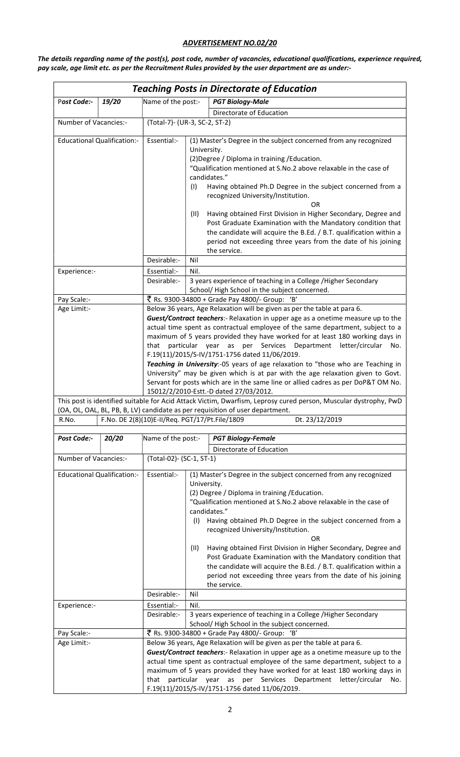## *ADVERTISEMENT NO.02/20*

***The details regarding name of the post(s), post code, number of vacancies, educational qualifications, experience required, pay scale, age limit etc. as per the Recruitment Rules provided by the user department are as under:-***

### *Teaching Posts in Directorate of Education*

| | | | |
|---|---|---|---|
| ***Post Code:-*** | ***19/20*** | **Name of the post:-** | ***PGT Biology-Male***<br>Directorate of Education |
| Number of Vacancies:- | | (Total-7)- (UR-3, SC-2, ST-2) | |
| Educational Qualification:- | | Essential:- | (1) Master's Degree in the subject concerned from any recognized University.<br>(2)Degree / Diploma in training /Education.<br>"Qualification mentioned at S.No.2 above relaxable in the case of candidates."<br>(I) Having obtained Ph.D Degree in the subject concerned from a recognized University/Institution.<br>OR<br>(II) Having obtained First Division in Higher Secondary, Degree and Post Graduate Examination with the Mandatory condition that the candidate will acquire the B.Ed. / B.T. qualification within a period not exceeding three years from the date of his joining the service. |
| | | Desirable:- | Nil |
| Experience:- | | Essential:- | Nil. |
| | | Desirable:- | 3 years experience of teaching in a College /Higher Secondary School/ High School in the subject concerned. |
| Pay Scale:- | | ₹ Rs. 9300-34800 + Grade Pay 4800/- Group: 'B' | |
| Age Limit:- | | Below 36 years, Age Relaxation will be given as per the table at para 6.<br>***Guest/Contract teachers***:- Relaxation in upper age as a onetime measure up to the actual time spent as contractual employee of the same department, subject to a maximum of 5 years provided they have worked for at least 180 working days in that particular year as per Services Department letter/circular No. F.19(11)/2015/S-IV/1751-1756 dated 11/06/2019.<br>***Teaching in University***:-05 years of age relaxation to "those who are Teaching in University" may be given which is at par with the age relaxation given to Govt. Servant for posts which are in the same line or allied cadres as per DoP&T OM No. 15012/2/2010-Estt.-D dated 27/03/2012. | |
| This post is identified suitable for Acid Attack Victim, Dwarfism, Leprosy cured person, Muscular dystrophy, PwD (OA, OL, OAL, BL, PB, B, LV) candidate as per requisition of user department. | | | |
| R.No. | F.No. DE 2(8)(10)E-II/Req. PGT/17/Pt.File/1809 | | Dt. 23/12/2019 |

| | | | |
|---|---|---|---|
| ***Post Code:-*** | ***20/20*** | **Name of the post:-** | ***PGT Biology-Female***<br>Directorate of Education |
| Number of Vacancies:- | | (Total-02)- (SC-1, ST-1) | |
| Educational Qualification:- | | Essential:- | (1) Master's Degree in the subject concerned from any recognized University.<br>(2) Degree / Diploma in training /Education.<br>"Qualification mentioned at S.No.2 above relaxable in the case of candidates."<br>(I) Having obtained Ph.D Degree in the subject concerned from a recognized University/Institution.<br>OR<br>(II) Having obtained First Division in Higher Secondary, Degree and Post Graduate Examination with the Mandatory condition that the candidate will acquire the B.Ed. / B.T. qualification within a period not exceeding three years from the date of his joining the service. |
| | | Desirable:- | Nil |
| Experience:- | | Essential:- | Nil. |
| | | Desirable:- | 3 years experience of teaching in a College /Higher Secondary School/ High School in the subject concerned. |
| Pay Scale:- | | ₹ Rs. 9300-34800 + Grade Pay 4800/- Group: 'B' | |
| Age Limit:- | | Below 36 years, Age Relaxation will be given as per the table at para 6.<br>***Guest/Contract teachers***:- Relaxation in upper age as a onetime measure up to the actual time spent as contractual employee of the same department, subject to a maximum of 5 years provided they have worked for at least 180 working days in that particular year as per Services Department letter/circular No. F.19(11)/2015/S-IV/1751-1756 dated 11/06/2019. | |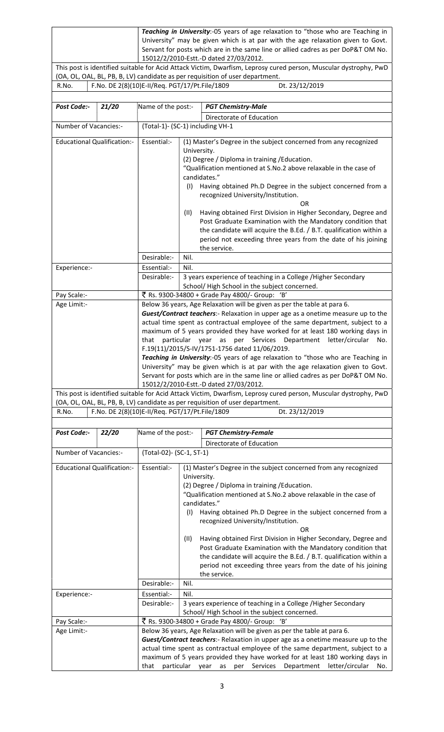| | | |
|---|---|---|
| | | ***Teaching in University***:-05 years of age relaxation to "those who are Teaching in University" may be given which is at par with the age relaxation given to Govt. Servant for posts which are in the same line or allied cadres as per DoP&T OM No. 15012/2/2010-Estt.-D dated 27/03/2012. |

This post is identified suitable for Acid Attack Victim, Dwarfism, Leprosy cured person, Muscular dystrophy, PwD (OA, OL, OAL, BL, PB, B, LV) candidate as per requisition of user department.

R.No. F.No. DE 2(8)(10)E-II/Req. PGT/17/Pt.File/1809 Dt. 23/12/2019

| **Post Code:-** | ***21/20*** | Name of the post:- | ***PGT Chemistry-Male*** Directorate of Education |
|---|---|---|---|
| Number of Vacancies:- | | (Total-1)- (SC-1) including VH-1 | |
| Educational Qualification:- | | Essential:- | (1) Master's Degree in the subject concerned from any recognized University.<br>(2) Degree / Diploma in training /Education.<br>"Qualification mentioned at S.No.2 above relaxable in the case of candidates."<br>(I) Having obtained Ph.D Degree in the subject concerned from a recognized University/Institution.<br>OR<br>(II) Having obtained First Division in Higher Secondary, Degree and Post Graduate Examination with the Mandatory condition that the candidate will acquire the B.Ed. / B.T. qualification within a period not exceeding three years from the date of his joining the service. |
| | | Desirable:- | Nil. |
| Experience:- | | Essential:- | Nil. |
| | | Desirable:- | 3 years experience of teaching in a College /Higher Secondary School/ High School in the subject concerned. |
| Pay Scale:- | | ₹ Rs. 9300-34800 + Grade Pay 4800/- Group: 'B' | |
| Age Limit:- | | Below 36 years, Age Relaxation will be given as per the table at para 6.<br>***Guest/Contract teachers***:- Relaxation in upper age as a onetime measure up to the actual time spent as contractual employee of the same department, subject to a maximum of 5 years provided they have worked for at least 180 working days in that particular year as per Services Department letter/circular No. F.19(11)/2015/S-IV/1751-1756 dated 11/06/2019.<br>***Teaching in University***:-05 years of age relaxation to "those who are Teaching in University" may be given which is at par with the age relaxation given to Govt. Servant for posts which are in the same line or allied cadres as per DoP&T OM No. 15012/2/2010-Estt.-D dated 27/03/2012. | |

This post is identified suitable for Acid Attack Victim, Dwarfism, Leprosy cured person, Muscular dystrophy, PwD (OA, OL, OAL, BL, PB, B, LV) candidate as per requisition of user department.

R.No. F.No. DE 2(8)(10)E-II/Req. PGT/17/Pt.File/1809 Dt. 23/12/2019

| **Post Code:-** | ***22/20*** | Name of the post:- | ***PGT Chemistry-Female*** Directorate of Education |
|---|---|---|---|
| Number of Vacancies:- | | (Total-02)- (SC-1, ST-1) | |
| Educational Qualification:- | | Essential:- | (1) Master's Degree in the subject concerned from any recognized University.<br>(2) Degree / Diploma in training /Education.<br>"Qualification mentioned at S.No.2 above relaxable in the case of candidates."<br>(I) Having obtained Ph.D Degree in the subject concerned from a recognized University/Institution.<br>OR<br>(II) Having obtained First Division in Higher Secondary, Degree and Post Graduate Examination with the Mandatory condition that the candidate will acquire the B.Ed. / B.T. qualification within a period not exceeding three years from the date of his joining the service. |
| | | Desirable:- | Nil. |
| Experience:- | | Essential:- | Nil. |
| | | Desirable:- | 3 years experience of teaching in a College /Higher Secondary School/ High School in the subject concerned. |
| Pay Scale:- | | ₹ Rs. 9300-34800 + Grade Pay 4800/- Group: 'B' | |
| Age Limit:- | | Below 36 years, Age Relaxation will be given as per the table at para 6.<br>***Guest/Contract teachers***:- Relaxation in upper age as a onetime measure up to the actual time spent as contractual employee of the same department, subject to a maximum of 5 years provided they have worked for at least 180 working days in that particular year as per Services Department letter/circular No. | |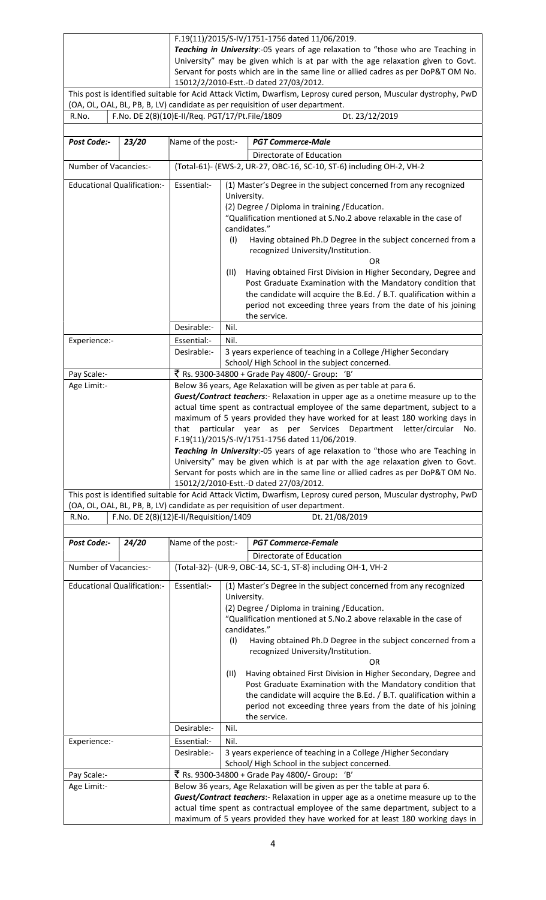| | | F.19(11)/2015/S-IV/1751-1756 dated 11/06/2019. *Teaching in University*:-05 years of age relaxation to "those who are Teaching in University" may be given which is at par with the age relaxation given to Govt. Servant for posts which are in the same line or allied cadres as per DoP&T OM No. 15012/2/2010-Estt.-D dated 27/03/2012. |
|---|---|---|

This post is identified suitable for Acid Attack Victim, Dwarfism, Leprosy cured person, Muscular dystrophy, PwD (OA, OL, OAL, BL, PB, B, LV) candidate as per requisition of user department.

R.No. F.No. DE 2(8)(10)E-II/Req. PGT/17/Pt.File/1809 Dt. 23/12/2019

| **Post Code:-** | ***23/20*** | Name of the post:- | ***PGT Commerce-Male*** |
|---|---|---|---|
| | | | Directorate of Education |
| Number of Vacancies:- | | (Total-61)- (EWS-2, UR-27, OBC-16, SC-10, ST-6) including OH-2, VH-2 | |
| Educational Qualification:- | | Essential:- | (1) Master's Degree in the subject concerned from any recognized University.<br>(2) Degree / Diploma in training /Education.<br>"Qualification mentioned at S.No.2 above relaxable in the case of candidates."<br>(I) Having obtained Ph.D Degree in the subject concerned from a recognized University/Institution.<br>OR<br>(II) Having obtained First Division in Higher Secondary, Degree and Post Graduate Examination with the Mandatory condition that the candidate will acquire the B.Ed. / B.T. qualification within a period not exceeding three years from the date of his joining the service. |
| | | Desirable:- | Nil. |
| Experience:- | | Essential:- | Nil. |
| | | Desirable:- | 3 years experience of teaching in a College /Higher Secondary School/ High School in the subject concerned. |
| Pay Scale:- | | ₹ Rs. 9300-34800 + Grade Pay 4800/- Group: 'B' | |
| Age Limit:- | | Below 36 years, Age Relaxation will be given as per table at para 6.<br>*Guest/Contract teachers*:- Relaxation in upper age as a onetime measure up to the actual time spent as contractual employee of the same department, subject to a maximum of 5 years provided they have worked for at least 180 working days in that particular year as per Services Department letter/circular No. F.19(11)/2015/S-IV/1751-1756 dated 11/06/2019.<br>*Teaching in University*:-05 years of age relaxation to "those who are Teaching in University" may be given which is at par with the age relaxation given to Govt. Servant for posts which are in the same line or allied cadres as per DoP&T OM No. 15012/2/2010-Estt.-D dated 27/03/2012. | |

This post is identified suitable for Acid Attack Victim, Dwarfism, Leprosy cured person, Muscular dystrophy, PwD (OA, OL, OAL, BL, PB, B, LV) candidate as per requisition of user department.

R.No. F.No. DE 2(8)(12)E-II/Requisition/1409 Dt. 21/08/2019

| **Post Code:-** | ***24/20*** | Name of the post:- | ***PGT Commerce-Female*** |
|---|---|---|---|
| | | | Directorate of Education |
| Number of Vacancies:- | | (Total-32)- (UR-9, OBC-14, SC-1, ST-8) including OH-1, VH-2 | |
| Educational Qualification:- | | Essential:- | (1) Master's Degree in the subject concerned from any recognized University.<br>(2) Degree / Diploma in training /Education.<br>"Qualification mentioned at S.No.2 above relaxable in the case of candidates."<br>(I) Having obtained Ph.D Degree in the subject concerned from a recognized University/Institution.<br>OR<br>(II) Having obtained First Division in Higher Secondary, Degree and Post Graduate Examination with the Mandatory condition that the candidate will acquire the B.Ed. / B.T. qualification within a period not exceeding three years from the date of his joining the service. |
| | | Desirable:- | Nil. |
| Experience:- | | Essential:- | Nil. |
| | | Desirable:- | 3 years experience of teaching in a College /Higher Secondary School/ High School in the subject concerned. |
| Pay Scale:- | | ₹ Rs. 9300-34800 + Grade Pay 4800/- Group: 'B' | |
| Age Limit:- | | Below 36 years, Age Relaxation will be given as per the table at para 6.<br>*Guest/Contract teachers*:- Relaxation in upper age as a onetime measure up to the actual time spent as contractual employee of the same department, subject to a maximum of 5 years provided they have worked for at least 180 working days in | |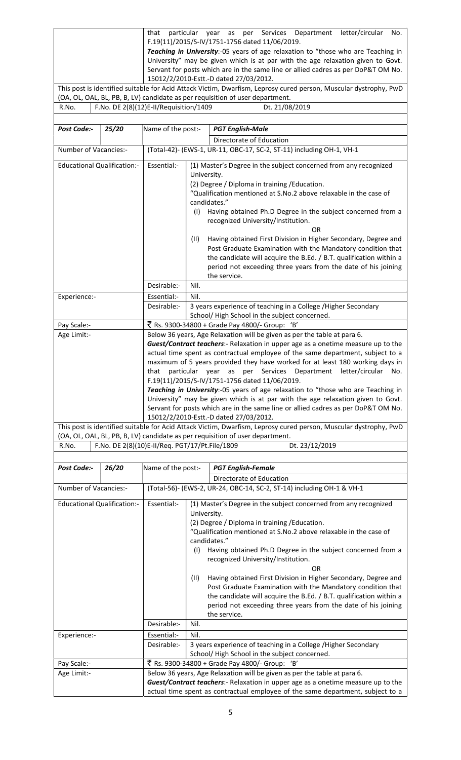| | | |
|---|---|---|
| | | that particular year as per Services Department letter/circular No. F.19(11)/2015/S-IV/1751-1756 dated 11/06/2019.<br>***Teaching in University***:-05 years of age relaxation to "those who are Teaching in University" may be given which is at par with the age relaxation given to Govt. Servant for posts which are in the same line or allied cadres as per DoP&T OM No. 15012/2/2010-Estt.-D dated 27/03/2012. |

This post is identified suitable for Acid Attack Victim, Dwarfism, Leprosy cured person, Muscular dystrophy, PwD (OA, OL, OAL, BL, PB, B, LV) candidate as per requisition of user department.

| R.No. | F.No. DE 2(8)(12)E-II/Requisition/1409 | Dt. 21/08/2019 |
|---|---|---|

| **Post Code:-** | ***25/20*** | Name of the post:- | ***PGT English-Male***<br>Directorate of Education |
|---|---|---|---|
| Number of Vacancies:- | | (Total-42)- (EWS-1, UR-11, OBC-17, SC-2, ST-11) including OH-1, VH-1 | |
| Educational Qualification:- | | Essential:- | (1) Master's Degree in the subject concerned from any recognized University.<br>(2) Degree / Diploma in training /Education.<br>"Qualification mentioned at S.No.2 above relaxable in the case of candidates."<br>(I) Having obtained Ph.D Degree in the subject concerned from a recognized University/Institution.<br>OR<br>(II) Having obtained First Division in Higher Secondary, Degree and Post Graduate Examination with the Mandatory condition that the candidate will acquire the B.Ed. / B.T. qualification within a period not exceeding three years from the date of his joining the service. |
| | | Desirable:- | Nil. |
| Experience:- | | Essential:- | Nil. |
| | | Desirable:- | 3 years experience of teaching in a College /Higher Secondary School/ High School in the subject concerned. |
| Pay Scale:- | | ₹ Rs. 9300-34800 + Grade Pay 4800/- Group: 'B' | |
| Age Limit:- | | Below 36 years, Age Relaxation will be given as per the table at para 6.<br>***Guest/Contract teachers***:- Relaxation in upper age as a onetime measure up to the actual time spent as contractual employee of the same department, subject to a maximum of 5 years provided they have worked for at least 180 working days in that particular year as per Services Department letter/circular No. F.19(11)/2015/S-IV/1751-1756 dated 11/06/2019.<br>***Teaching in University***:-05 years of age relaxation to "those who are Teaching in University" may be given which is at par with the age relaxation given to Govt. Servant for posts which are in the same line or allied cadres as per DoP&T OM No. 15012/2/2010-Estt.-D dated 27/03/2012. | |

This post is identified suitable for Acid Attack Victim, Dwarfism, Leprosy cured person, Muscular dystrophy, PwD (OA, OL, OAL, BL, PB, B, LV) candidate as per requisition of user department.

| R.No. | F.No. DE 2(8)(10)E-II/Req. PGT/17/Pt.File/1809 | Dt. 23/12/2019 |
|---|---|---|

| **Post Code:-** | ***26/20*** | Name of the post:- | ***PGT English-Female***<br>Directorate of Education |
|---|---|---|---|
| Number of Vacancies:- | | (Total-56)- (EWS-2, UR-24, OBC-14, SC-2, ST-14) including OH-1 & VH-1 | |
| Educational Qualification:- | | Essential:- | (1) Master's Degree in the subject concerned from any recognized University.<br>(2) Degree / Diploma in training /Education.<br>"Qualification mentioned at S.No.2 above relaxable in the case of candidates."<br>(I) Having obtained Ph.D Degree in the subject concerned from a recognized University/Institution.<br>OR<br>(II) Having obtained First Division in Higher Secondary, Degree and Post Graduate Examination with the Mandatory condition that the candidate will acquire the B.Ed. / B.T. qualification within a period not exceeding three years from the date of his joining the service. |
| | | Desirable:- | Nil. |
| Experience:- | | Essential:- | Nil. |
| | | Desirable:- | 3 years experience of teaching in a College /Higher Secondary School/ High School in the subject concerned. |
| Pay Scale:- | | ₹ Rs. 9300-34800 + Grade Pay 4800/- Group: 'B' | |
| Age Limit:- | | Below 36 years, Age Relaxation will be given as per the table at para 6.<br>***Guest/Contract teachers***:- Relaxation in upper age as a onetime measure up to the actual time spent as contractual employee of the same department, subject to a | |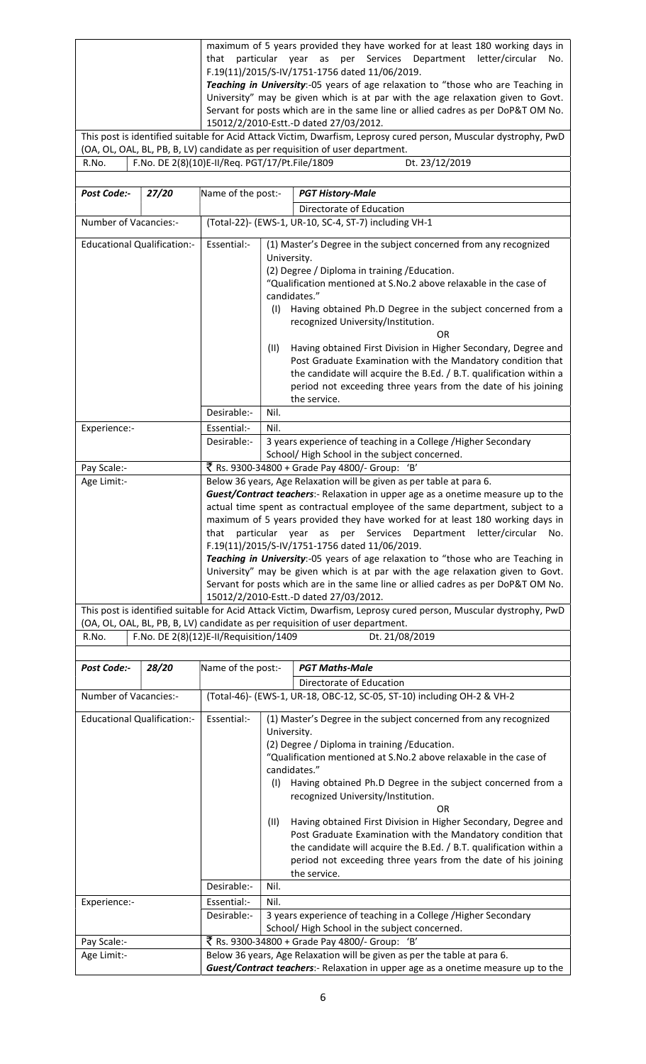| | | | |
|---|---|---|---|
| | | maximum of 5 years provided they have worked for at least 180 working days in that particular year as per Services Department letter/circular No. F.19(11)/2015/S-IV/1751-1756 dated 11/06/2019.<br>***Teaching in University***:-05 years of age relaxation to "those who are Teaching in University" may be given which is at par with the age relaxation given to Govt. Servant for posts which are in the same line or allied cadres as per DoP&T OM No. 15012/2/2010-Estt.-D dated 27/03/2012. | |

This post is identified suitable for Acid Attack Victim, Dwarfism, Leprosy cured person, Muscular dystrophy, PwD (OA, OL, OAL, BL, PB, B, LV) candidate as per requisition of user department.

R.No. F.No. DE 2(8)(10)E-II/Req. PGT/17/Pt.File/1809 Dt. 23/12/2019

| ***Post Code:-*** | ***27/20*** | Name of the post:- | ***PGT History-Male***<br>Directorate of Education |
|---|---|---|---|
| Number of Vacancies:- | | (Total-22)- (EWS-1, UR-10, SC-4, ST-7) including VH-1 | |
| Educational Qualification:- | | Essential:- | (1) Master's Degree in the subject concerned from any recognized University.<br>(2) Degree / Diploma in training /Education.<br>"Qualification mentioned at S.No.2 above relaxable in the case of candidates."<br>(I) Having obtained Ph.D Degree in the subject concerned from a recognized University/Institution.<br>OR<br>(II) Having obtained First Division in Higher Secondary, Degree and Post Graduate Examination with the Mandatory condition that the candidate will acquire the B.Ed. / B.T. qualification within a period not exceeding three years from the date of his joining the service. |
| | | Desirable:- | Nil. |
| Experience:- | | Essential:- | Nil. |
| | | Desirable:- | 3 years experience of teaching in a College /Higher Secondary School/ High School in the subject concerned. |
| Pay Scale:- | | ₹ Rs. 9300-34800 + Grade Pay 4800/- Group: 'B' | |
| Age Limit:- | | Below 36 years, Age Relaxation will be given as per table at para 6.<br>***Guest/Contract teachers***:- Relaxation in upper age as a onetime measure up to the actual time spent as contractual employee of the same department, subject to a maximum of 5 years provided they have worked for at least 180 working days in that particular year as per Services Department letter/circular No. F.19(11)/2015/S-IV/1751-1756 dated 11/06/2019.<br>***Teaching in University***:-05 years of age relaxation to "those who are Teaching in University" may be given which is at par with the age relaxation given to Govt. Servant for posts which are in the same line or allied cadres as per DoP&T OM No. 15012/2/2010-Estt.-D dated 27/03/2012. | |

This post is identified suitable for Acid Attack Victim, Dwarfism, Leprosy cured person, Muscular dystrophy, PwD (OA, OL, OAL, BL, PB, B, LV) candidate as per requisition of user department.

R.No. F.No. DE 2(8)(12)E-II/Requisition/1409 Dt. 21/08/2019

| ***Post Code:-*** | ***28/20*** | Name of the post:- | ***PGT Maths-Male***<br>Directorate of Education |
|---|---|---|---|
| Number of Vacancies:- | | (Total-46)- (EWS-1, UR-18, OBC-12, SC-05, ST-10) including OH-2 & VH-2 | |
| Educational Qualification:- | | Essential:- | (1) Master's Degree in the subject concerned from any recognized University.<br>(2) Degree / Diploma in training /Education.<br>"Qualification mentioned at S.No.2 above relaxable in the case of candidates."<br>(I) Having obtained Ph.D Degree in the subject concerned from a recognized University/Institution.<br>OR<br>(II) Having obtained First Division in Higher Secondary, Degree and Post Graduate Examination with the Mandatory condition that the candidate will acquire the B.Ed. / B.T. qualification within a period not exceeding three years from the date of his joining the service. |
| | | Desirable:- | Nil. |
| Experience:- | | Essential:- | Nil. |
| | | Desirable:- | 3 years experience of teaching in a College /Higher Secondary School/ High School in the subject concerned. |
| Pay Scale:- | | ₹ Rs. 9300-34800 + Grade Pay 4800/- Group: 'B' | |
| Age Limit:- | | Below 36 years, Age Relaxation will be given as per the table at para 6.<br>***Guest/Contract teachers***:- Relaxation in upper age as a onetime measure up to the | |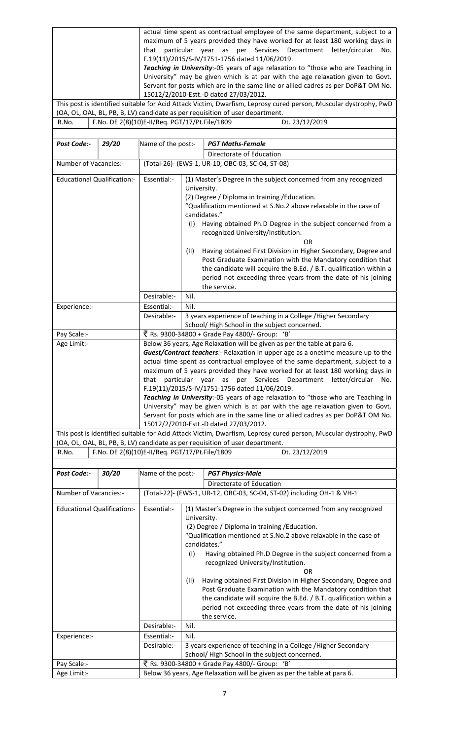| | | | |
|---|---|---|---|
| | | | actual time spent as contractual employee of the same department, subject to a maximum of 5 years provided they have worked for at least 180 working days in that particular year as per Services Department letter/circular No. F.19(11)/2015/S-IV/1751-1756 dated 11/06/2019.<br>***Teaching in University***:-05 years of age relaxation to "those who are Teaching in University" may be given which is at par with the age relaxation given to Govt. Servant for posts which are in the same line or allied cadres as per DoP&T OM No. 15012/2/2010-Estt.-D dated 27/03/2012. |
| This post is identified suitable for Acid Attack Victim, Dwarfism, Leprosy cured person, Muscular dystrophy, PwD (OA, OL, OAL, BL, PB, B, LV) candidate as per requisition of user department. | | | |
| R.No. | F.No. DE 2(8)(10)E-II/Req. PGT/17/Pt.File/1809 Dt. 23/12/2019 | | |

| | | | |
|---|---|---|---|
| ***Post Code:-*** ***29/20*** | Name of the post:- | | ***PGT Maths-Female***<br>Directorate of Education |
| Number of Vacancies:- | (Total-26)- (EWS-1, UR-10, OBC-03, SC-04, ST-08) | | |
| Educational Qualification:- | Essential:- | | (1) Master's Degree in the subject concerned from any recognized University.<br>(2) Degree / Diploma in training /Education.<br>"Qualification mentioned at S.No.2 above relaxable in the case of candidates."<br>(I) Having obtained Ph.D Degree in the subject concerned from a recognized University/Institution.<br>OR<br>(II) Having obtained First Division in Higher Secondary, Degree and Post Graduate Examination with the Mandatory condition that the candidate will acquire the B.Ed. / B.T. qualification within a period not exceeding three years from the date of his joining the service. |
| | Desirable:- | | Nil. |
| Experience:- | Essential:- | | Nil. |
| | Desirable:- | | 3 years experience of teaching in a College /Higher Secondary School/ High School in the subject concerned. |
| Pay Scale:- | ₹ Rs. 9300-34800 + Grade Pay 4800/- Group: 'B' | | |
| Age Limit:- | Below 36 years, Age Relaxation will be given as per the table at para 6.<br>***Guest/Contract teachers***:- Relaxation in upper age as a onetime measure up to the actual time spent as contractual employee of the same department, subject to a maximum of 5 years provided they have worked for at least 180 working days in that particular year as per Services Department letter/circular No. F.19(11)/2015/S-IV/1751-1756 dated 11/06/2019.<br>***Teaching in University***:-05 years of age relaxation to "those who are Teaching in University" may be given which is at par with the age relaxation given to Govt. Servant for posts which are in the same line or allied cadres as per DoP&T OM No. 15012/2/2010-Estt.-D dated 27/03/2012. | | |
| This post is identified suitable for Acid Attack Victim, Dwarfism, Leprosy cured person, Muscular dystrophy, PwD (OA, OL, OAL, BL, PB, B, LV) candidate as per requisition of user department. | | | |
| R.No. | F.No. DE 2(8)(10)E-II/Req. PGT/17/Pt.File/1809 Dt. 23/12/2019 | | |

| | | | |
|---|---|---|---|
| ***Post Code:-*** ***30/20*** | Name of the post:- | | ***PGT Physics-Male***<br>Directorate of Education |
| Number of Vacancies:- | (Total-22)- (EWS-1, UR-12, OBC-03, SC-04, ST-02) including OH-1 & VH-1 | | |
| Educational Qualification:- | Essential:- | | (1) Master's Degree in the subject concerned from any recognized University.<br>(2) Degree / Diploma in training /Education.<br>"Qualification mentioned at S.No.2 above relaxable in the case of candidates."<br>(I) Having obtained Ph.D Degree in the subject concerned from a recognized University/Institution.<br>OR<br>(II) Having obtained First Division in Higher Secondary, Degree and Post Graduate Examination with the Mandatory condition that the candidate will acquire the B.Ed. / B.T. qualification within a period not exceeding three years from the date of his joining the service. |
| | Desirable:- | | Nil. |
| Experience:- | Essential:- | | Nil. |
| | Desirable:- | | 3 years experience of teaching in a College /Higher Secondary School/ High School in the subject concerned. |
| Pay Scale:- | ₹ Rs. 9300-34800 + Grade Pay 4800/- Group: 'B' | | |
| Age Limit:- | Below 36 years, Age Relaxation will be given as per the table at para 6. | | |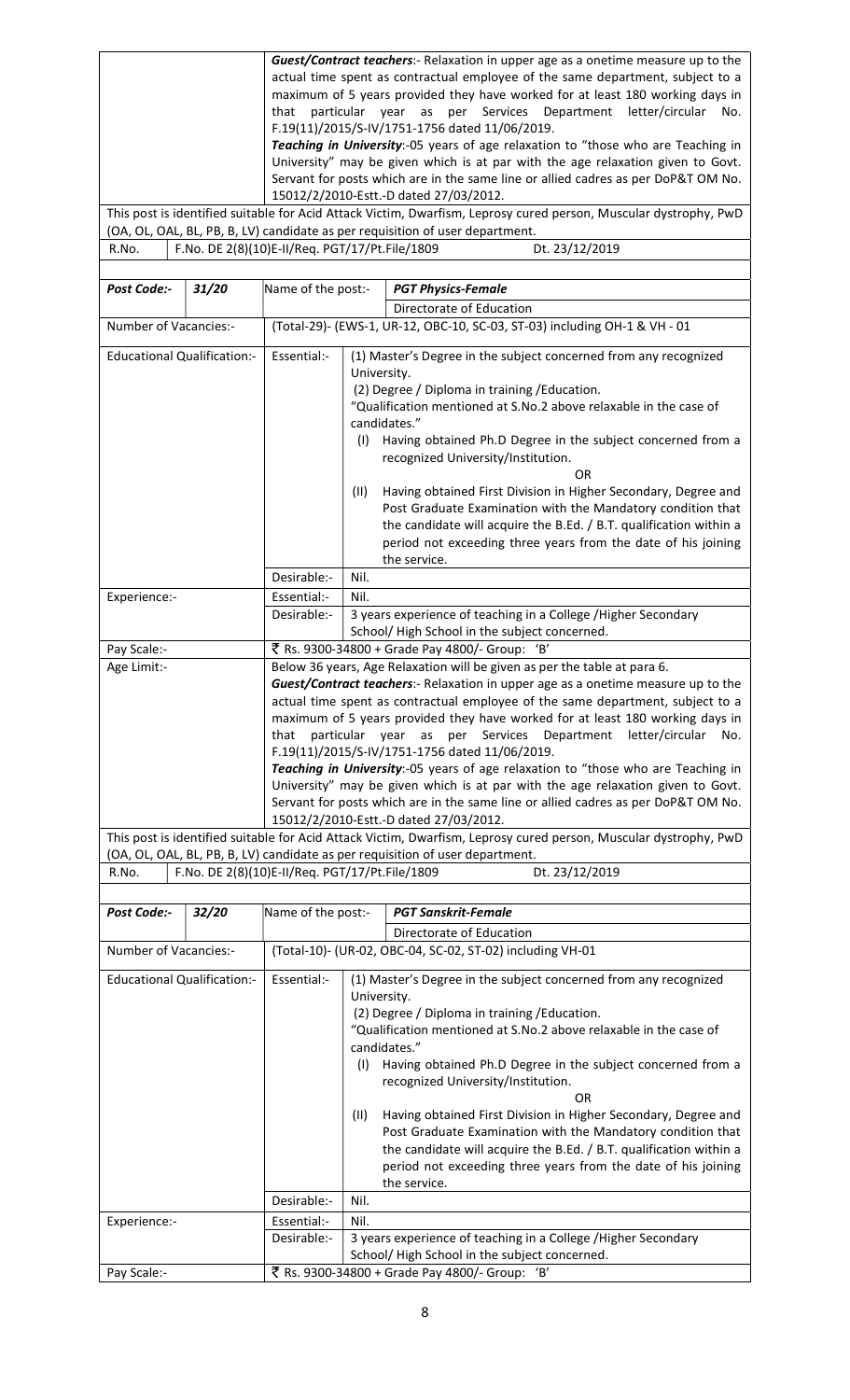| | | |
|---|---|---|
| | | ***Guest/Contract teachers***:- Relaxation in upper age as a onetime measure up to the actual time spent as contractual employee of the same department, subject to a maximum of 5 years provided they have worked for at least 180 working days in that particular year as per Services Department letter/circular No. F.19(11)/2015/S-IV/1751-1756 dated 11/06/2019.<br>***Teaching in University***:-05 years of age relaxation to "those who are Teaching in University" may be given which is at par with the age relaxation given to Govt. Servant for posts which are in the same line or allied cadres as per DoP&T OM No. 15012/2/2010-Estt.-D dated 27/03/2012. |
| This post is identified suitable for Acid Attack Victim, Dwarfism, Leprosy cured person, Muscular dystrophy, PwD (OA, OL, OAL, BL, PB, B, LV) candidate as per requisition of user department. | | |
| R.No. | F.No. DE 2(8)(10)E-II/Req. PGT/17/Pt.File/1809 | Dt. 23/12/2019 |

| | | | |
|---|---|---|---|
| ***Post Code:-*** | ***31/20*** | Name of the post:- | ***PGT Physics-Female***<br>Directorate of Education |
| Number of Vacancies:- | | (Total-29)- (EWS-1, UR-12, OBC-10, SC-03, ST-03) including OH-1 & VH - 01 | |
| Educational Qualification:- | | Essential:- | (1) Master's Degree in the subject concerned from any recognized University.<br>(2) Degree / Diploma in training /Education.<br>"Qualification mentioned at S.No.2 above relaxable in the case of candidates."<br>(I) Having obtained Ph.D Degree in the subject concerned from a recognized University/Institution.<br>OR<br>(II) Having obtained First Division in Higher Secondary, Degree and Post Graduate Examination with the Mandatory condition that the candidate will acquire the B.Ed. / B.T. qualification within a period not exceeding three years from the date of his joining the service. |
| | | Desirable:- | Nil. |
| Experience:- | | Essential:- | Nil. |
| | | Desirable:- | 3 years experience of teaching in a College /Higher Secondary School/ High School in the subject concerned. |
| Pay Scale:- | | ₹ Rs. 9300-34800 + Grade Pay 4800/- Group: 'B' | |
| Age Limit:- | | Below 36 years, Age Relaxation will be given as per the table at para 6.<br>***Guest/Contract teachers***:- Relaxation in upper age as a onetime measure up to the actual time spent as contractual employee of the same department, subject to a maximum of 5 years provided they have worked for at least 180 working days in that particular year as per Services Department letter/circular No. F.19(11)/2015/S-IV/1751-1756 dated 11/06/2019.<br>***Teaching in University***:-05 years of age relaxation to "those who are Teaching in University" may be given which is at par with the age relaxation given to Govt. Servant for posts which are in the same line or allied cadres as per DoP&T OM No. 15012/2/2010-Estt.-D dated 27/03/2012. | |
| This post is identified suitable for Acid Attack Victim, Dwarfism, Leprosy cured person, Muscular dystrophy, PwD (OA, OL, OAL, BL, PB, B, LV) candidate as per requisition of user department. | | | |
| R.No. | F.No. DE 2(8)(10)E-II/Req. PGT/17/Pt.File/1809 | | Dt. 23/12/2019 |

| | | | |
|---|---|---|---|
| ***Post Code:-*** | ***32/20*** | Name of the post:- | ***PGT Sanskrit-Female***<br>Directorate of Education |
| Number of Vacancies:- | | (Total-10)- (UR-02, OBC-04, SC-02, ST-02) including VH-01 | |
| Educational Qualification:- | | Essential:- | (1) Master's Degree in the subject concerned from any recognized University.<br>(2) Degree / Diploma in training /Education.<br>"Qualification mentioned at S.No.2 above relaxable in the case of candidates."<br>(I) Having obtained Ph.D Degree in the subject concerned from a recognized University/Institution.<br>OR<br>(II) Having obtained First Division in Higher Secondary, Degree and Post Graduate Examination with the Mandatory condition that the candidate will acquire the B.Ed. / B.T. qualification within a period not exceeding three years from the date of his joining the service. |
| | | Desirable:- | Nil. |
| Experience:- | | Essential:- | Nil. |
| | | Desirable:- | 3 years experience of teaching in a College /Higher Secondary School/ High School in the subject concerned. |
| Pay Scale:- | | ₹ Rs. 9300-34800 + Grade Pay 4800/- Group: 'B' | |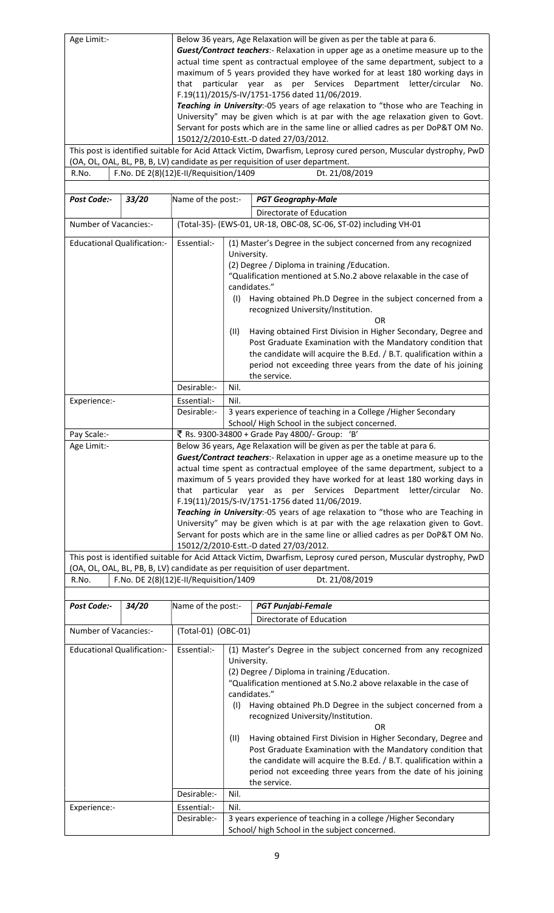| | |
|---|---|
| Age Limit:- | Below 36 years, Age Relaxation will be given as per the table at para 6.<br>***Guest/Contract teachers***:- Relaxation in upper age as a onetime measure up to the actual time spent as contractual employee of the same department, subject to a maximum of 5 years provided they have worked for at least 180 working days in that particular year as per Services Department letter/circular No. F.19(11)/2015/S-IV/1751-1756 dated 11/06/2019.<br>***Teaching in University***:-05 years of age relaxation to "those who are Teaching in University" may be given which is at par with the age relaxation given to Govt. Servant for posts which are in the same line or allied cadres as per DoP&T OM No. 15012/2/2010-Estt.-D dated 27/03/2012. |

This post is identified suitable for Acid Attack Victim, Dwarfism, Leprosy cured person, Muscular dystrophy, PwD (OA, OL, OAL, BL, PB, B, LV) candidate as per requisition of user department.

| R.No. | F.No. DE 2(8)(12)E-II/Requisition/1409 | Dt. 21/08/2019 |
|---|---|---|

| ***Post Code:-*** | ***33/20*** | Name of the post:- | ***PGT Geography-Male*** |
|---|---|---|---|
| | | | Directorate of Education |
| Number of Vacancies:- | | (Total-35)- (EWS-01, UR-18, OBC-08, SC-06, ST-02) including VH-01 | |
| Educational Qualification:- | | Essential:- | (1) Master's Degree in the subject concerned from any recognized University.<br>(2) Degree / Diploma in training /Education.<br>"Qualification mentioned at S.No.2 above relaxable in the case of candidates."<br>(I) Having obtained Ph.D Degree in the subject concerned from a recognized University/Institution.<br>OR<br>(II) Having obtained First Division in Higher Secondary, Degree and Post Graduate Examination with the Mandatory condition that the candidate will acquire the B.Ed. / B.T. qualification within a period not exceeding three years from the date of his joining the service. |
| | | Desirable:- | Nil. |
| Experience:- | | Essential:- | Nil. |
| | | Desirable:- | 3 years experience of teaching in a College /Higher Secondary School/ High School in the subject concerned. |
| Pay Scale:- | | ₹ Rs. 9300-34800 + Grade Pay 4800/- Group: 'B' | |
| Age Limit:- | | Below 36 years, Age Relaxation will be given as per the table at para 6.<br>***Guest/Contract teachers***:- Relaxation in upper age as a onetime measure up to the actual time spent as contractual employee of the same department, subject to a maximum of 5 years provided they have worked for at least 180 working days in that particular year as per Services Department letter/circular No. F.19(11)/2015/S-IV/1751-1756 dated 11/06/2019.<br>***Teaching in University***:-05 years of age relaxation to "those who are Teaching in University" may be given which is at par with the age relaxation given to Govt. Servant for posts which are in the same line or allied cadres as per DoP&T OM No. 15012/2/2010-Estt.-D dated 27/03/2012. | |

This post is identified suitable for Acid Attack Victim, Dwarfism, Leprosy cured person, Muscular dystrophy, PwD (OA, OL, OAL, BL, PB, B, LV) candidate as per requisition of user department.

| R.No. | F.No. DE 2(8)(12)E-II/Requisition/1409 | Dt. 21/08/2019 |
|---|---|---|

| ***Post Code:-*** | ***34/20*** | Name of the post:- | ***PGT Punjabi-Female*** |
|---|---|---|---|
| | | | Directorate of Education |
| Number of Vacancies:- | | (Total-01) (OBC-01) | |
| Educational Qualification:- | | Essential:- | (1) Master's Degree in the subject concerned from any recognized University.<br>(2) Degree / Diploma in training /Education.<br>"Qualification mentioned at S.No.2 above relaxable in the case of candidates."<br>(I) Having obtained Ph.D Degree in the subject concerned from a recognized University/Institution.<br>OR<br>(II) Having obtained First Division in Higher Secondary, Degree and Post Graduate Examination with the Mandatory condition that the candidate will acquire the B.Ed. / B.T. qualification within a period not exceeding three years from the date of his joining the service. |
| | | Desirable:- | Nil. |
| Experience:- | | Essential:- | Nil. |
| | | Desirable:- | 3 years experience of teaching in a college /Higher Secondary School/ high School in the subject concerned. |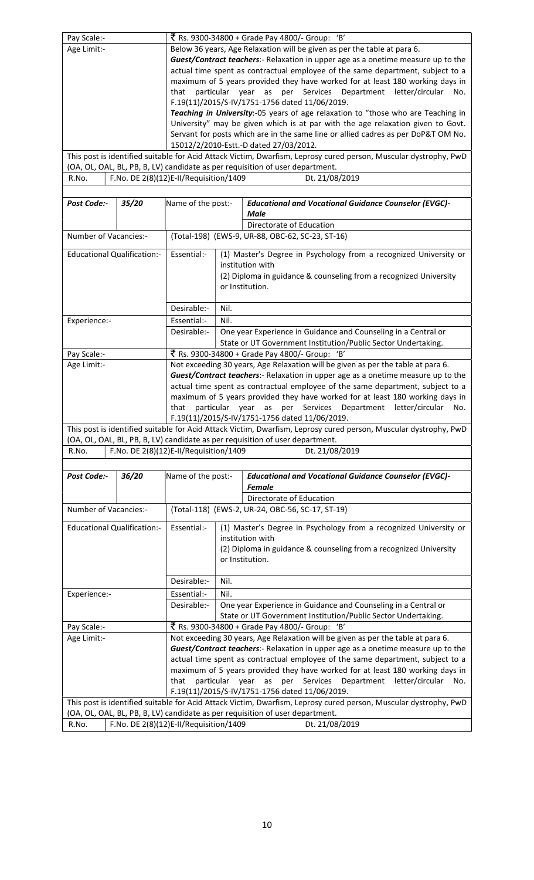| | |
|---|---|
| Pay Scale:- | ₹ Rs. 9300-34800 + Grade Pay 4800/- Group: 'B' |
| Age Limit:- | Below 36 years, Age Relaxation will be given as per the table at para 6. ***Guest/Contract teachers***:- Relaxation in upper age as a onetime measure up to the actual time spent as contractual employee of the same department, subject to a maximum of 5 years provided they have worked for at least 180 working days in that particular year as per Services Department letter/circular No. F.19(11)/2015/S-IV/1751-1756 dated 11/06/2019. ***Teaching in University***:-05 years of age relaxation to "those who are Teaching in University" may be given which is at par with the age relaxation given to Govt. Servant for posts which are in the same line or allied cadres as per DoP&T OM No. 15012/2/2010-Estt.-D dated 27/03/2012. |

This post is identified suitable for Acid Attack Victim, Dwarfism, Leprosy cured person, Muscular dystrophy, PwD (OA, OL, OAL, BL, PB, B, LV) candidate as per requisition of user department.

R.No. F.No. DE 2(8)(12)E-II/Requisition/1409 Dt. 21/08/2019

| **Post Code:-** | **35/20** | Name of the post:- | ***Educational and Vocational Guidance Counselor (EVGC)-Male*** Directorate of Education |
|---|---|---|---|
| Number of Vacancies:- | | (Total-198) (EWS-9, UR-88, OBC-62, SC-23, ST-16) | |
| Educational Qualification:- | | Essential:- | (1) Master's Degree in Psychology from a recognized University or institution with (2) Diploma in guidance & counseling from a recognized University or Institution. |
| | | Desirable:- | Nil. |
| Experience:- | | Essential:- | Nil. |
| | | Desirable:- | One year Experience in Guidance and Counseling in a Central or State or UT Government Institution/Public Sector Undertaking. |
| Pay Scale:- | | ₹ Rs. 9300-34800 + Grade Pay 4800/- Group: 'B' | |
| Age Limit:- | | Not exceeding 30 years, Age Relaxation will be given as per the table at para 6. ***Guest/Contract teachers***:- Relaxation in upper age as a onetime measure up to the actual time spent as contractual employee of the same department, subject to a maximum of 5 years provided they have worked for at least 180 working days in that particular year as per Services Department letter/circular No. F.19(11)/2015/S-IV/1751-1756 dated 11/06/2019. | |

This post is identified suitable for Acid Attack Victim, Dwarfism, Leprosy cured person, Muscular dystrophy, PwD (OA, OL, OAL, BL, PB, B, LV) candidate as per requisition of user department.

R.No. F.No. DE 2(8)(12)E-II/Requisition/1409 Dt. 21/08/2019

| **Post Code:-** | **36/20** | Name of the post:- | ***Educational and Vocational Guidance Counselor (EVGC)-Female*** Directorate of Education |
|---|---|---|---|
| Number of Vacancies:- | | (Total-118) (EWS-2, UR-24, OBC-56, SC-17, ST-19) | |
| Educational Qualification:- | | Essential:- | (1) Master's Degree in Psychology from a recognized University or institution with (2) Diploma in guidance & counseling from a recognized University or Institution. |
| | | Desirable:- | Nil. |
| Experience:- | | Essential:- | Nil. |
| | | Desirable:- | One year Experience in Guidance and Counseling in a Central or State or UT Government Institution/Public Sector Undertaking. |
| Pay Scale:- | | ₹ Rs. 9300-34800 + Grade Pay 4800/- Group: 'B' | |
| Age Limit:- | | Not exceeding 30 years, Age Relaxation will be given as per the table at para 6. ***Guest/Contract teachers***:- Relaxation in upper age as a onetime measure up to the actual time spent as contractual employee of the same department, subject to a maximum of 5 years provided they have worked for at least 180 working days in that particular year as per Services Department letter/circular No. F.19(11)/2015/S-IV/1751-1756 dated 11/06/2019. | |

This post is identified suitable for Acid Attack Victim, Dwarfism, Leprosy cured person, Muscular dystrophy, PwD (OA, OL, OAL, BL, PB, B, LV) candidate as per requisition of user department.

R.No. F.No. DE 2(8)(12)E-II/Requisition/1409 Dt. 21/08/2019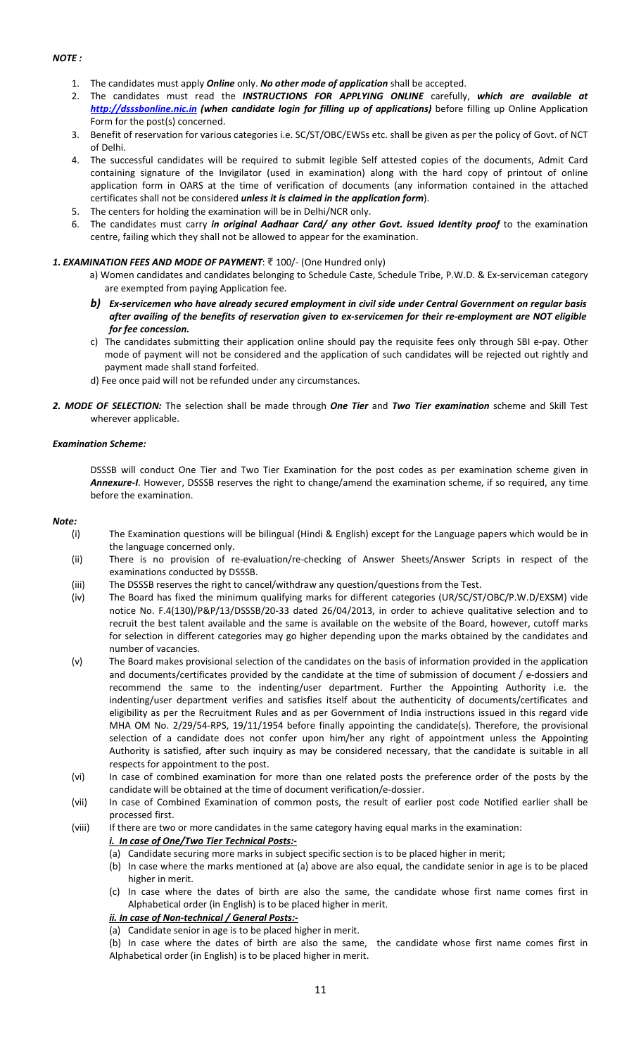***NOTE :***

1. The candidates must apply ***Online*** only. ***No other mode of application*** shall be accepted.
2. The candidates must read the ***INSTRUCTIONS FOR APPLYING ONLINE*** carefully, ***which are available at http://dsssbonline.nic.in (when candidate login for filling up of applications)*** before filling up Online Application Form for the post(s) concerned.
3. Benefit of reservation for various categories i.e. SC/ST/OBC/EWSs etc. shall be given as per the policy of Govt. of NCT of Delhi.
4. The successful candidates will be required to submit legible Self attested copies of the documents, Admit Card containing signature of the Invigilator (used in examination) along with the hard copy of printout of online application form in OARS at the time of verification of documents (any information contained in the attached certificates shall not be considered ***unless it is claimed in the application form***).
5. The centers for holding the examination will be in Delhi/NCR only.
6. The candidates must carry ***in original Aadhaar Card/ any other Govt. issued Identity proof*** to the examination centre, failing which they shall not be allowed to appear for the examination.

***1. EXAMINATION FEES AND MODE OF PAYMENT***: ₹ 100/- (One Hundred only)

a) Women candidates and candidates belonging to Schedule Caste, Schedule Tribe, P.W.D. & Ex-serviceman category are exempted from paying Application fee.

***b) Ex-servicemen who have already secured employment in civil side under Central Government on regular basis after availing of the benefits of reservation given to ex-servicemen for their re-employment are NOT eligible for fee concession.***

c) The candidates submitting their application online should pay the requisite fees only through SBI e-pay. Other mode of payment will not be considered and the application of such candidates will be rejected out rightly and payment made shall stand forfeited.

d) Fee once paid will not be refunded under any circumstances.

***2. MODE OF SELECTION:*** The selection shall be made through ***One Tier*** and ***Two Tier examination*** scheme and Skill Test wherever applicable.

***Examination Scheme:***

DSSSB will conduct One Tier and Two Tier Examination for the post codes as per examination scheme given in ***Annexure-I***. However, DSSSB reserves the right to change/amend the examination scheme, if so required, any time before the examination.

***Note:***

(i) The Examination questions will be bilingual (Hindi & English) except for the Language papers which would be in the language concerned only.

(ii) There is no provision of re-evaluation/re-checking of Answer Sheets/Answer Scripts in respect of the examinations conducted by DSSSB.

(iii) The DSSSB reserves the right to cancel/withdraw any question/questions from the Test.

(iv) The Board has fixed the minimum qualifying marks for different categories (UR/SC/ST/OBC/P.W.D/EXSM) vide notice No. F.4(130)/P&P/13/DSSSB/20-33 dated 26/04/2013, in order to achieve qualitative selection and to recruit the best talent available and the same is available on the website of the Board, however, cutoff marks for selection in different categories may go higher depending upon the marks obtained by the candidates and number of vacancies.

(v) The Board makes provisional selection of the candidates on the basis of information provided in the application and documents/certificates provided by the candidate at the time of submission of document / e-dossiers and recommend the same to the indenting/user department. Further the Appointing Authority i.e. the indenting/user department verifies and satisfies itself about the authenticity of documents/certificates and eligibility as per the Recruitment Rules and as per Government of India instructions issued in this regard vide MHA OM No. 2/29/54-RPS, 19/11/1954 before finally appointing the candidate(s). Therefore, the provisional selection of a candidate does not confer upon him/her any right of appointment unless the Appointing Authority is satisfied, after such inquiry as may be considered necessary, that the candidate is suitable in all respects for appointment to the post.

(vi) In case of combined examination for more than one related posts the preference order of the posts by the candidate will be obtained at the time of document verification/e-dossier.

(vii) In case of Combined Examination of common posts, the result of earlier post code Notified earlier shall be processed first.

(viii) If there are two or more candidates in the same category having equal marks in the examination:

***i. In case of One/Two Tier Technical Posts:-***

(a) Candidate securing more marks in subject specific section is to be placed higher in merit;

(b) In case where the marks mentioned at (a) above are also equal, the candidate senior in age is to be placed higher in merit.

(c) In case where the dates of birth are also the same, the candidate whose first name comes first in Alphabetical order (in English) is to be placed higher in merit.

***ii. In case of Non-technical / General Posts:-***

(a) Candidate senior in age is to be placed higher in merit.

(b) In case where the dates of birth are also the same, the candidate whose first name comes first in Alphabetical order (in English) is to be placed higher in merit.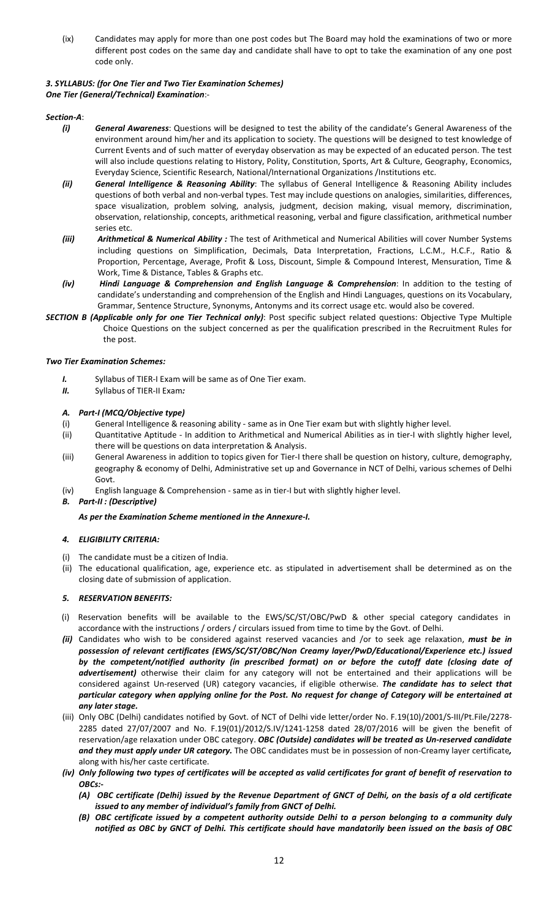(ix) Candidates may apply for more than one post codes but The Board may hold the examinations of two or more different post codes on the same day and candidate shall have to opt to take the examination of any one post code only.

***3. SYLLABUS: (for One Tier and Two Tier Examination Schemes)***
***One Tier (General/Technical) Examination***:-

***Section-A***:

- ***(i) General Awareness***: Questions will be designed to test the ability of the candidate's General Awareness of the environment around him/her and its application to society. The questions will be designed to test knowledge of Current Events and of such matter of everyday observation as may be expected of an educated person. The test will also include questions relating to History, Polity, Constitution, Sports, Art & Culture, Geography, Economics, Everyday Science, Scientific Research, National/International Organizations /Institutions etc.
- ***(ii) General Intelligence & Reasoning Ability***: The syllabus of General Intelligence & Reasoning Ability includes questions of both verbal and non-verbal types. Test may include questions on analogies, similarities, differences, space visualization, problem solving, analysis, judgment, decision making, visual memory, discrimination, observation, relationship, concepts, arithmetical reasoning, verbal and figure classification, arithmetical number series etc.
- ***(iii) Arithmetical & Numerical Ability :*** The test of Arithmetical and Numerical Abilities will cover Number Systems including questions on Simplification, Decimals, Data Interpretation, Fractions, L.C.M., H.C.F., Ratio & Proportion, Percentage, Average, Profit & Loss, Discount, Simple & Compound Interest, Mensuration, Time & Work, Time & Distance, Tables & Graphs etc.
- ***(iv) Hindi Language & Comprehension and English Language & Comprehension***: In addition to the testing of candidate's understanding and comprehension of the English and Hindi Languages, questions on its Vocabulary, Grammar, Sentence Structure, Synonyms, Antonyms and its correct usage etc. would also be covered.

***SECTION B (Applicable only for one Tier Technical only)***: Post specific subject related questions: Objective Type Multiple Choice Questions on the subject concerned as per the qualification prescribed in the Recruitment Rules for the post.

***Two Tier Examination Schemes:***

***I.*** Syllabus of TIER-I Exam will be same as of One Tier exam.
***II.*** Syllabus of TIER-II Exam***:***

***A. Part-I (MCQ/Objective type)***

(i) General Intelligence & reasoning ability - same as in One Tier exam but with slightly higher level.
(ii) Quantitative Aptitude - In addition to Arithmetical and Numerical Abilities as in tier-I with slightly higher level, there will be questions on data interpretation & Analysis.
(iii) General Awareness in addition to topics given for Tier-I there shall be question on history, culture, demography, geography & economy of Delhi, Administrative set up and Governance in NCT of Delhi, various schemes of Delhi Govt.
(iv) English language & Comprehension - same as in tier-I but with slightly higher level.

***B. Part-II : (Descriptive)***

***As per the Examination Scheme mentioned in the Annexure-I.***

***4. ELIGIBILITY CRITERIA:***

(i) The candidate must be a citizen of India.
(ii) The educational qualification, age, experience etc. as stipulated in advertisement shall be determined as on the closing date of submission of application.

***5. RESERVATION BENEFITS:***

(i) Reservation benefits will be available to the EWS/SC/ST/OBC/PwD & other special category candidates in accordance with the instructions / orders / circulars issued from time to time by the Govt. of Delhi.

***(ii)*** Candidates who wish to be considered against reserved vacancies and /or to seek age relaxation, ***must be in possession of relevant certificates (EWS/SC/ST/OBC/Non Creamy layer/PwD/Educational/Experience etc.) issued by the competent/notified authority (in prescribed format) on or before the cutoff date (closing date of advertisement)*** otherwise their claim for any category will not be entertained and their applications will be considered against Un-reserved (UR) category vacancies, if eligible otherwise. ***The candidate has to select that particular category when applying online for the Post. No request for change of Category will be entertained at any later stage.***

(iii) Only OBC (Delhi) candidates notified by Govt. of NCT of Delhi vide letter/order No. F.19(10)/2001/S-III/Pt.File/2278-2285 dated 27/07/2007 and No. F.19(01)/2012/S.IV/1241-1258 dated 28/07/2016 will be given the benefit of reservation/age relaxation under OBC category. ***OBC (Outside) candidates will be treated as Un-reserved candidate and they must apply under UR category.*** The OBC candidates must be in possession of non-Creamy layer certificate***,*** along with his/her caste certificate.

***(iv) Only following two types of certificates will be accepted as valid certificates for grant of benefit of reservation to OBCs:-***

***(A) OBC certificate (Delhi) issued by the Revenue Department of GNCT of Delhi, on the basis of a old certificate issued to any member of individual's family from GNCT of Delhi.***

***(B) OBC certificate issued by a competent authority outside Delhi to a person belonging to a community duly notified as OBC by GNCT of Delhi. This certificate should have mandatorily been issued on the basis of OBC***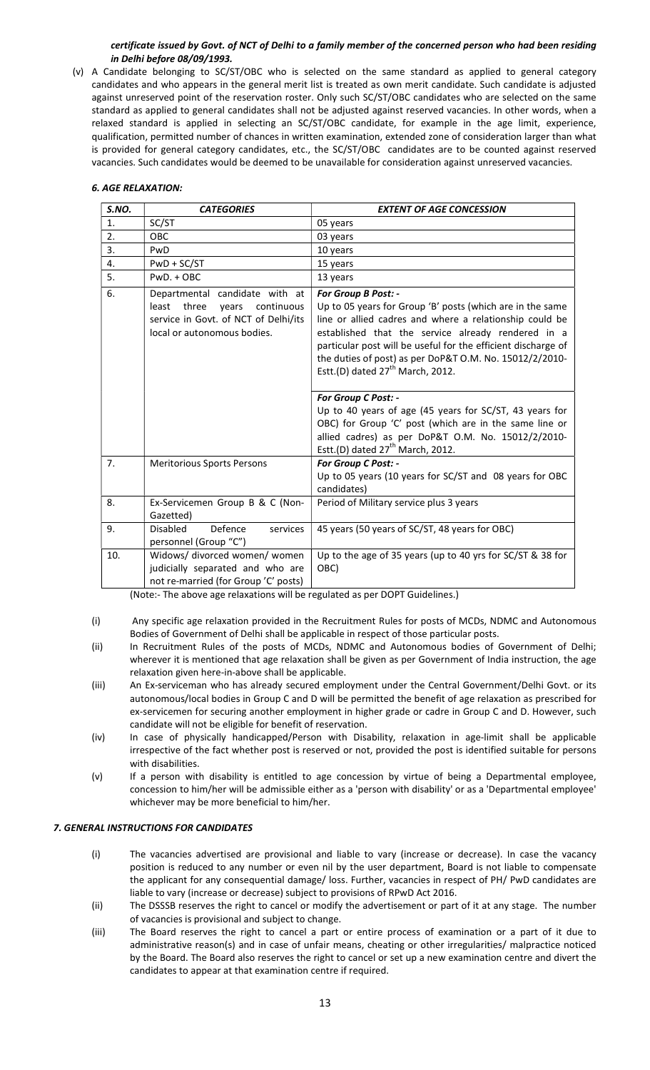***certificate issued by Govt. of NCT of Delhi to a family member of the concerned person who had been residing in Delhi before 08/09/1993.***

(v) A Candidate belonging to SC/ST/OBC who is selected on the same standard as applied to general category candidates and who appears in the general merit list is treated as own merit candidate. Such candidate is adjusted against unreserved point of the reservation roster. Only such SC/ST/OBC candidates who are selected on the same standard as applied to general candidates shall not be adjusted against reserved vacancies. In other words, when a relaxed standard is applied in selecting an SC/ST/OBC candidate, for example in the age limit, experience, qualification, permitted number of chances in written examination, extended zone of consideration larger than what is provided for general category candidates, etc., the SC/ST/OBC candidates are to be counted against reserved vacancies. Such candidates would be deemed to be unavailable for consideration against unreserved vacancies.

### *6. AGE RELAXATION:*

| *S.NO.* | *CATEGORIES* | *EXTENT OF AGE CONCESSION* |
|---|---|---|
| 1. | SC/ST | 05 years |
| 2. | OBC | 03 years |
| 3. | PwD | 10 years |
| 4. | PwD + SC/ST | 15 years |
| 5. | PwD. + OBC | 13 years |
| 6. | Departmental candidate with at least three years continuous service in Govt. of NCT of Delhi/its local or autonomous bodies. | ***For Group B Post: -*** Up to 05 years for Group 'B' posts (which are in the same line or allied cadres and where a relationship could be established that the service already rendered in a particular post will be useful for the efficient discharge of the duties of post) as per DoP&T O.M. No. 15012/2/2010-Estt.(D) dated 27th March, 2012.<br><br>***For Group C Post: -*** Up to 40 years of age (45 years for SC/ST, 43 years for OBC) for Group 'C' post (which are in the same line or allied cadres) as per DoP&T O.M. No. 15012/2/2010-Estt.(D) dated 27th March, 2012. |
| 7. | Meritorious Sports Persons | ***For Group C Post: -*** Up to 05 years (10 years for SC/ST and 08 years for OBC candidates) |
| 8. | Ex-Servicemen Group B & C (Non-Gazetted) | Period of Military service plus 3 years |
| 9. | Disabled Defence services personnel (Group "C") | 45 years (50 years of SC/ST, 48 years for OBC) |
| 10. | Widows/ divorced women/ women judicially separated and who are not re-married (for Group 'C' posts) | Up to the age of 35 years (up to 40 yrs for SC/ST & 38 for OBC) |

(Note:- The above age relaxations will be regulated as per DOPT Guidelines.)

(i) Any specific age relaxation provided in the Recruitment Rules for posts of MCDs, NDMC and Autonomous Bodies of Government of Delhi shall be applicable in respect of those particular posts.

(ii) In Recruitment Rules of the posts of MCDs, NDMC and Autonomous bodies of Government of Delhi; wherever it is mentioned that age relaxation shall be given as per Government of India instruction, the age relaxation given here-in-above shall be applicable.

(iii) An Ex-serviceman who has already secured employment under the Central Government/Delhi Govt. or its autonomous/local bodies in Group C and D will be permitted the benefit of age relaxation as prescribed for ex-servicemen for securing another employment in higher grade or cadre in Group C and D. However, such candidate will not be eligible for benefit of reservation.

(iv) In case of physically handicapped/Person with Disability, relaxation in age-limit shall be applicable irrespective of the fact whether post is reserved or not, provided the post is identified suitable for persons with disabilities.

(v) If a person with disability is entitled to age concession by virtue of being a Departmental employee, concession to him/her will be admissible either as a 'person with disability' or as a 'Departmental employee' whichever may be more beneficial to him/her.

### *7. GENERAL INSTRUCTIONS FOR CANDIDATES*

(i) The vacancies advertised are provisional and liable to vary (increase or decrease). In case the vacancy position is reduced to any number or even nil by the user department, Board is not liable to compensate the applicant for any consequential damage/ loss. Further, vacancies in respect of PH/ PwD candidates are liable to vary (increase or decrease) subject to provisions of RPwD Act 2016.

(ii) The DSSSB reserves the right to cancel or modify the advertisement or part of it at any stage. The number of vacancies is provisional and subject to change.

(iii) The Board reserves the right to cancel a part or entire process of examination or a part of it due to administrative reason(s) and in case of unfair means, cheating or other irregularities/ malpractice noticed by the Board. The Board also reserves the right to cancel or set up a new examination centre and divert the candidates to appear at that examination centre if required.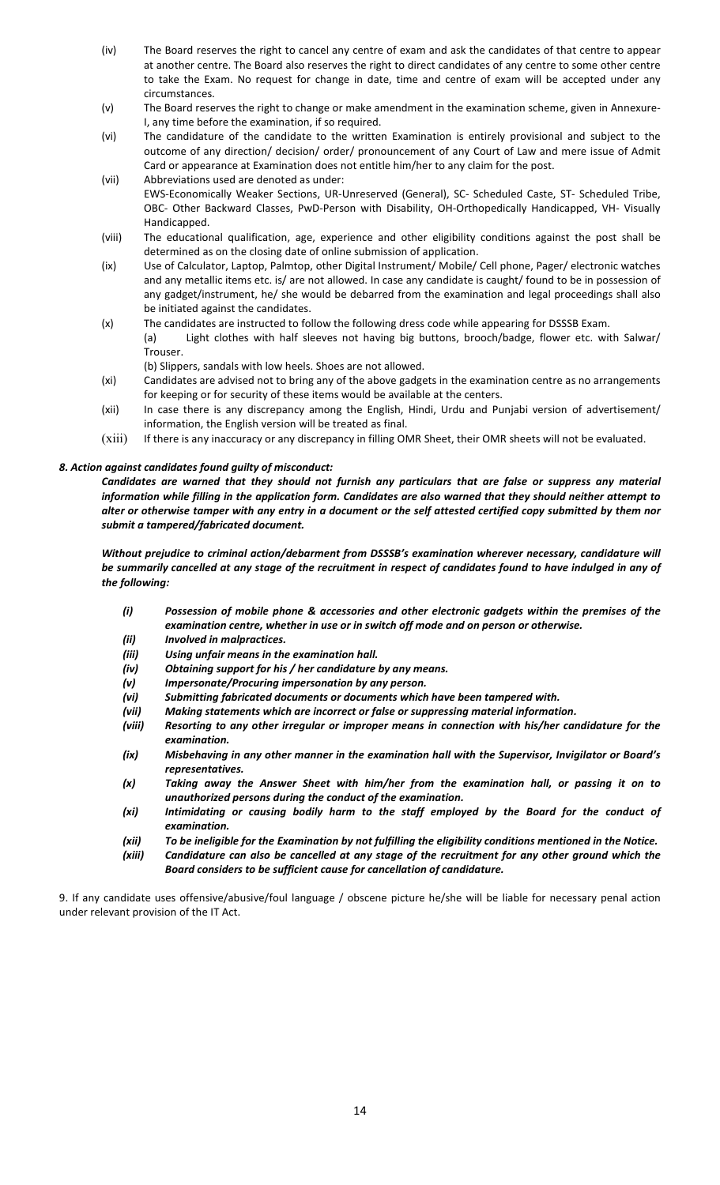(iv) The Board reserves the right to cancel any centre of exam and ask the candidates of that centre to appear at another centre. The Board also reserves the right to direct candidates of any centre to some other centre to take the Exam. No request for change in date, time and centre of exam will be accepted under any circumstances.

(v) The Board reserves the right to change or make amendment in the examination scheme, given in Annexure-I, any time before the examination, if so required.

(vi) The candidature of the candidate to the written Examination is entirely provisional and subject to the outcome of any direction/ decision/ order/ pronouncement of any Court of Law and mere issue of Admit Card or appearance at Examination does not entitle him/her to any claim for the post.

(vii) Abbreviations used are denoted as under:
EWS-Economically Weaker Sections, UR-Unreserved (General), SC- Scheduled Caste, ST- Scheduled Tribe, OBC- Other Backward Classes, PwD-Person with Disability, OH-Orthopedically Handicapped, VH- Visually Handicapped.

(viii) The educational qualification, age, experience and other eligibility conditions against the post shall be determined as on the closing date of online submission of application.

(ix) Use of Calculator, Laptop, Palmtop, other Digital Instrument/ Mobile/ Cell phone, Pager/ electronic watches and any metallic items etc. is/ are not allowed. In case any candidate is caught/ found to be in possession of any gadget/instrument, he/ she would be debarred from the examination and legal proceedings shall also be initiated against the candidates.

(x) The candidates are instructed to follow the following dress code while appearing for DSSSB Exam.
(a) Light clothes with half sleeves not having big buttons, brooch/badge, flower etc. with Salwar/ Trouser.
(b) Slippers, sandals with low heels. Shoes are not allowed.

(xi) Candidates are advised not to bring any of the above gadgets in the examination centre as no arrangements for keeping or for security of these items would be available at the centers.

(xii) In case there is any discrepancy among the English, Hindi, Urdu and Punjabi version of advertisement/ information, the English version will be treated as final.

(xiii) If there is any inaccuracy or any discrepancy in filling OMR Sheet, their OMR sheets will not be evaluated.

### *8. Action against candidates found guilty of misconduct:*

***Candidates are warned that they should not furnish any particulars that are false or suppress any material information while filling in the application form. Candidates are also warned that they should neither attempt to alter or otherwise tamper with any entry in a document or the self attested certified copy submitted by them nor submit a tampered/fabricated document.***

***Without prejudice to criminal action/debarment from DSSSB's examination wherever necessary, candidature will be summarily cancelled at any stage of the recruitment in respect of candidates found to have indulged in any of the following:***

***(i) Possession of mobile phone & accessories and other electronic gadgets within the premises of the examination centre, whether in use or in switch off mode and on person or otherwise.***

***(ii) Involved in malpractices.***

***(iii) Using unfair means in the examination hall.***

***(iv) Obtaining support for his / her candidature by any means.***

***(v) Impersonate/Procuring impersonation by any person.***

***(vi) Submitting fabricated documents or documents which have been tampered with.***

***(vii) Making statements which are incorrect or false or suppressing material information.***

***(viii) Resorting to any other irregular or improper means in connection with his/her candidature for the examination.***

***(ix) Misbehaving in any other manner in the examination hall with the Supervisor, Invigilator or Board's representatives.***

***(x) Taking away the Answer Sheet with him/her from the examination hall, or passing it on to unauthorized persons during the conduct of the examination.***

***(xi) Intimidating or causing bodily harm to the staff employed by the Board for the conduct of examination.***

***(xii) To be ineligible for the Examination by not fulfilling the eligibility conditions mentioned in the Notice.***

***(xiii) Candidature can also be cancelled at any stage of the recruitment for any other ground which the Board considers to be sufficient cause for cancellation of candidature.***

9. If any candidate uses offensive/abusive/foul language / obscene picture he/she will be liable for necessary penal action under relevant provision of the IT Act.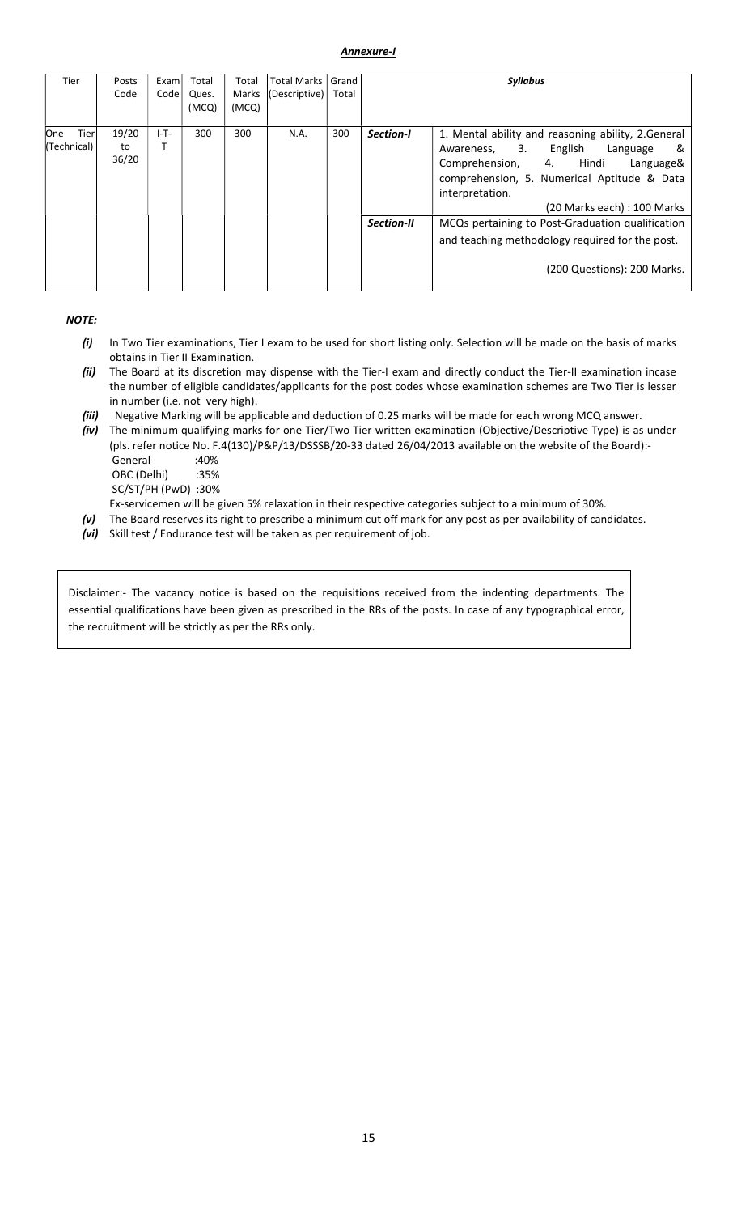***Annexure-I***

| Tier | Posts Code | Exam Code | Total Ques. (MCQ) | Total Marks (MCQ) | Total Marks (Descriptive) | Grand Total | Syllabus | |
|---|---|---|---|---|---|---|---|---|
| One Tier (Technical) | 19/20 to 36/20 | I-T-T | 300 | 300 | N.A. | 300 | ***Section-I*** | 1. Mental ability and reasoning ability, 2.General Awareness, 3. English Language & Comprehension, 4. Hindi Language& comprehension, 5. Numerical Aptitude & Data interpretation. (20 Marks each) : 100 Marks |
| | | | | | | | ***Section-II*** | MCQs pertaining to Post-Graduation qualification and teaching methodology required for the post. (200 Questions): 200 Marks. |

***NOTE:***

- ***(i)*** In Two Tier examinations, Tier I exam to be used for short listing only. Selection will be made on the basis of marks obtains in Tier II Examination.
- ***(ii)*** The Board at its discretion may dispense with the Tier-I exam and directly conduct the Tier-II examination incase the number of eligible candidates/applicants for the post codes whose examination schemes are Two Tier is lesser in number (i.e. not very high).
- ***(iii)*** Negative Marking will be applicable and deduction of 0.25 marks will be made for each wrong MCQ answer.
- ***(iv)*** The minimum qualifying marks for one Tier/Two Tier written examination (Objective/Descriptive Type) is as under (pls. refer notice No. F.4(130)/P&P/13/DSSSB/20-33 dated 26/04/2013 available on the website of the Board):-
  General :40%
  OBC (Delhi) :35%
  SC/ST/PH (PwD) :30%
  Ex-servicemen will be given 5% relaxation in their respective categories subject to a minimum of 30%.
- ***(v)*** The Board reserves its right to prescribe a minimum cut off mark for any post as per availability of candidates.
- ***(vi)*** Skill test / Endurance test will be taken as per requirement of job.

Disclaimer:- The vacancy notice is based on the requisitions received from the indenting departments. The essential qualifications have been given as prescribed in the RRs of the posts. In case of any typographical error, the recruitment will be strictly as per the RRs only.